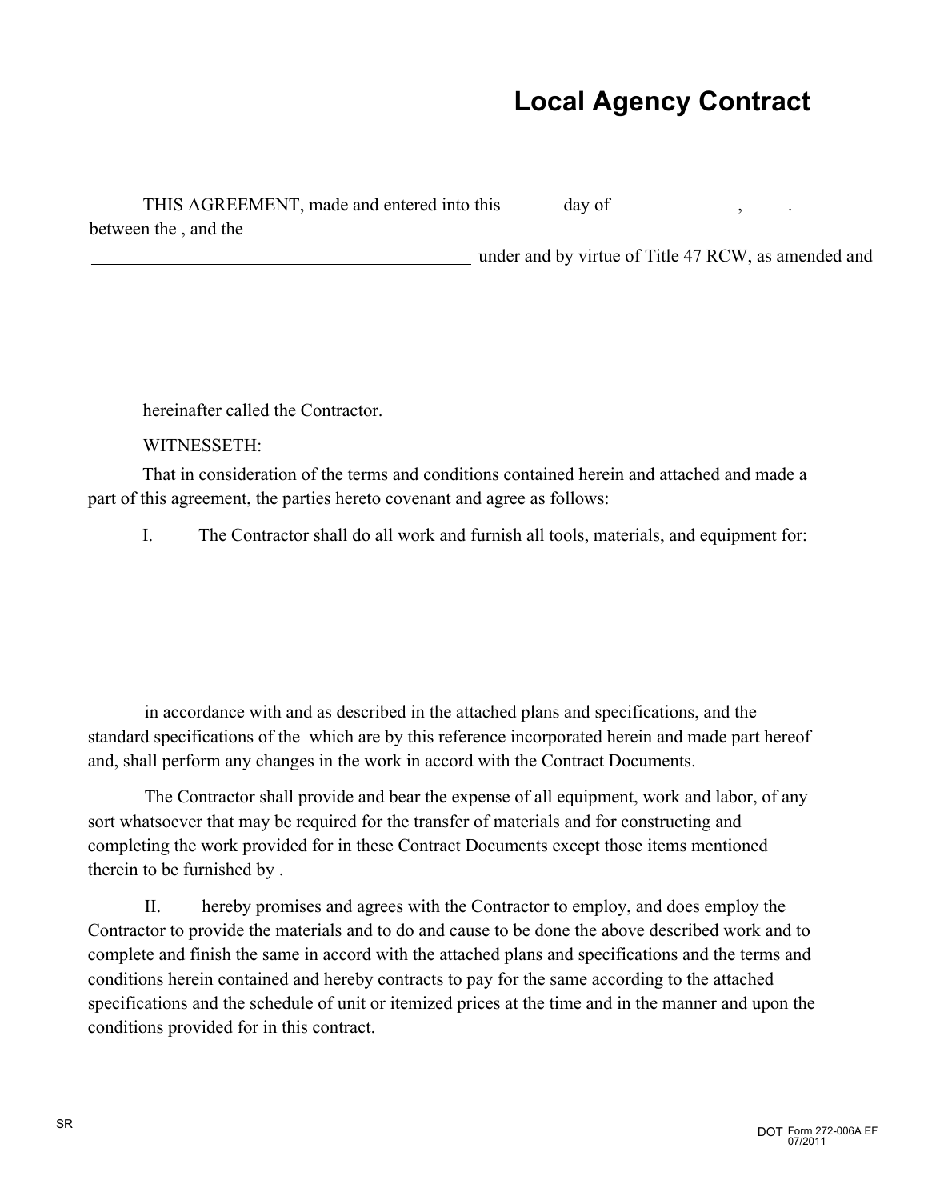# Local Agency Contract

THIS AGREEMENT, made and entered into this day of , .
between the , and the

\_\_\_\_\_\_\_\_\_\_\_\_\_\_\_\_\_\_\_\_\_\_\_\_\_\_\_\_\_\_\_\_\_\_\_\_\_\_\_\_\_\_ under and by virtue of Title 47 RCW, as amended and

hereinafter called the Contractor.

WITNESSETH:

That in consideration of the terms and conditions contained herein and attached and made a part of this agreement, the parties hereto covenant and agree as follows:

I. The Contractor shall do all work and furnish all tools, materials, and equipment for:

in accordance with and as described in the attached plans and specifications, and the standard specifications of the which are by this reference incorporated herein and made part hereof and, shall perform any changes in the work in accord with the Contract Documents.

The Contractor shall provide and bear the expense of all equipment, work and labor, of any sort whatsoever that may be required for the transfer of materials and for constructing and completing the work provided for in these Contract Documents except those items mentioned therein to be furnished by .

II. hereby promises and agrees with the Contractor to employ, and does employ the Contractor to provide the materials and to do and cause to be done the above described work and to complete and finish the same in accord with the attached plans and specifications and the terms and conditions herein contained and hereby contracts to pay for the same according to the attached specifications and the schedule of unit or itemized prices at the time and in the manner and upon the conditions provided for in this contract.

SR

DOT Form 272-006A EF
07/2011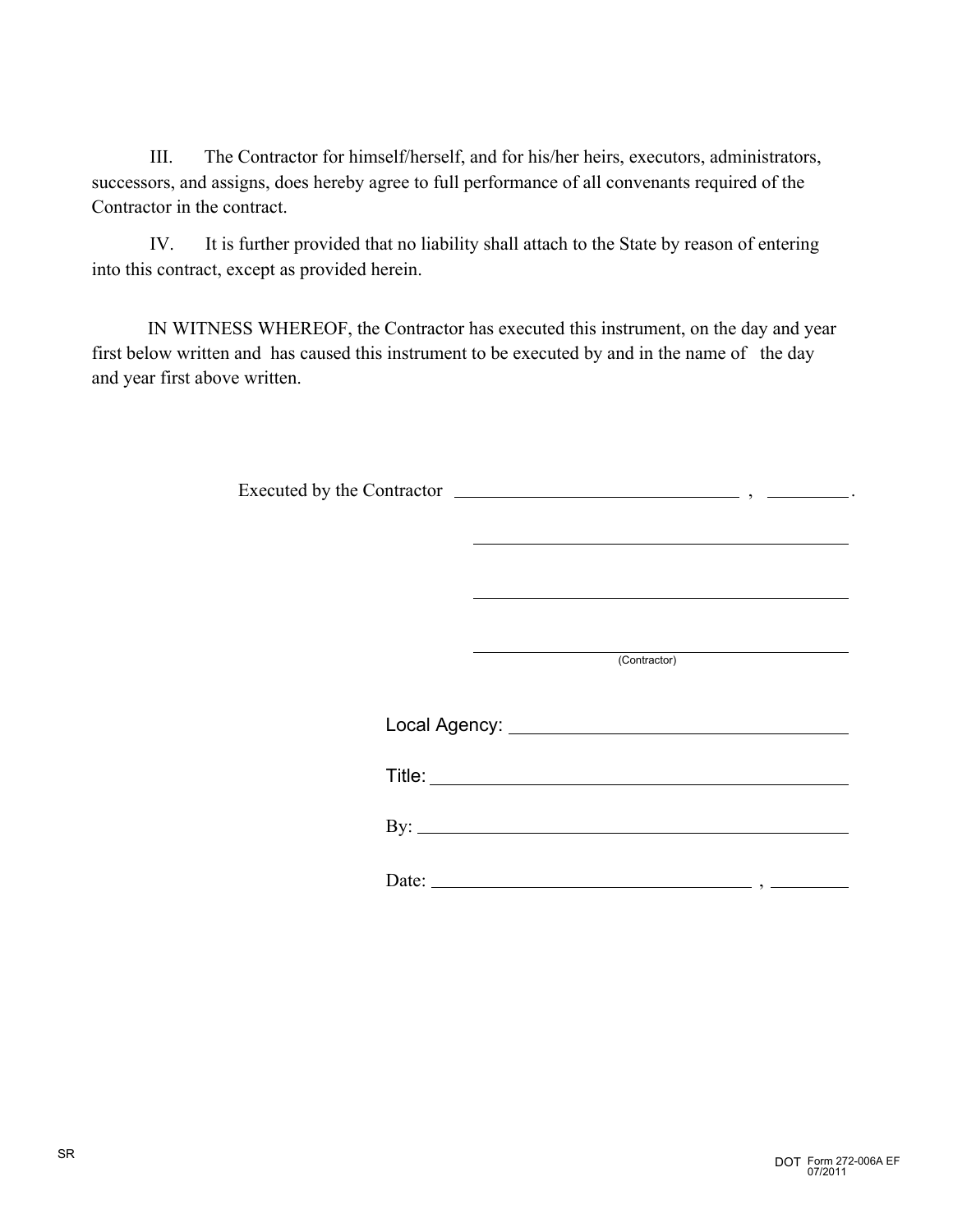III. The Contractor for himself/herself, and for his/her heirs, executors, administrators, successors, and assigns, does hereby agree to full performance of all convenants required of the Contractor in the contract.

IV. It is further provided that no liability shall attach to the State by reason of entering into this contract, except as provided herein.

IN WITNESS WHEREOF, the Contractor has executed this instrument, on the day and year first below written and has caused this instrument to be executed by and in the name of the day and year first above written.

Executed by the Contractor ______________________ , ________ .

______________________

______________________

______________________
(Contractor)

Local Agency: ______________________

Title: ______________________

By: ______________________

Date: ______________________ , ________

SR

DOT Form 272-006A EF 07/2011